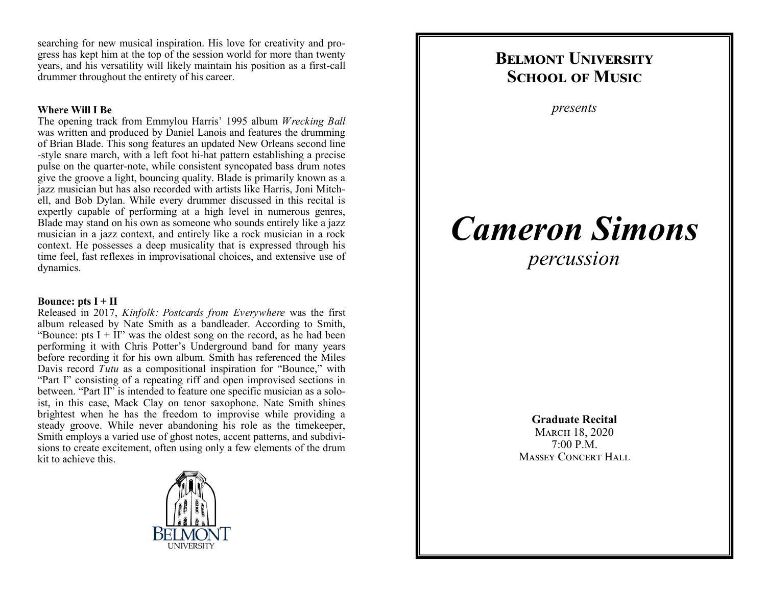searching for new musical inspiration. His love for creativity and progress has kept him at the top of the session world for more than twenty years, and his versatility will likely maintain his position as a first-call drummer throughout the entirety of his career.

**Where Will I Be**

The opening track from Emmylou Harris' 1995 album *Wrecking Ball* was written and produced by Daniel Lanois and features the drumming of Brian Blade. This song features an updated New Orleans second line -style snare march, with a left foot hi-hat pattern establishing a precise pulse on the quarter-note, while consistent syncopated bass drum notes give the groove a light, bouncing quality. Blade is primarily known as a jazz musician but has also recorded with artists like Harris, Joni Mitchell, and Bob Dylan. While every drummer discussed in this recital is expertly capable of performing at a high level in numerous genres, Blade may stand on his own as someone who sounds entirely like a jazz musician in a jazz context, and entirely like a rock musician in a rock context. He possesses a deep musicality that is expressed through his time feel, fast reflexes in improvisational choices, and extensive use of dynamics.

**Bounce: pts I + II**

Released in 2017, *Kinfolk: Postcards from Everywhere* was the first album released by Nate Smith as a bandleader. According to Smith, "Bounce: pts I + II" was the oldest song on the record, as he had been performing it with Chris Potter's Underground band for many years before recording it for his own album. Smith has referenced the Miles Davis record *Tutu* as a compositional inspiration for "Bounce," with "Part I" consisting of a repeating riff and open improvised sections in between. "Part II" is intended to feature one specific musician as a soloist, in this case, Mack Clay on tenor saxophone. Nate Smith shines brightest when he has the freedom to improvise while providing a steady groove. While never abandoning his role as the timekeeper, Smith employs a varied use of ghost notes, accent patterns, and subdivisions to create excitement, often using only a few elements of the drum kit to achieve this.

BELMONT UNIVERSITY

# Belmont University School of Music

*presents*

# *Cameron Simons*

*percussion*

**Graduate Recital**

March 18, 2020

7:00 P.M.

Massey Concert Hall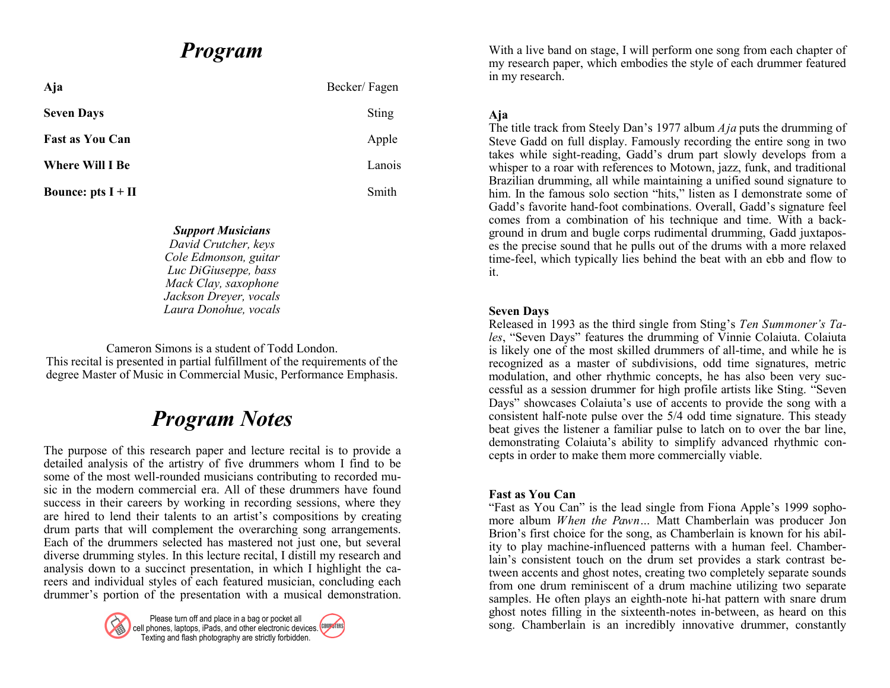# Program

| | |
|---|---|
| **Aja** | Becker/ Fagen |
| **Seven Days** | Sting |
| **Fast as You Can** | Apple |
| **Where Will I Be** | Lanois |
| **Bounce: pts I + II** | Smith |

***Support Musicians***
*David Crutcher, keys*
*Cole Edmonson, guitar*
*Luc DiGiuseppe, bass*
*Mack Clay, saxophone*
*Jackson Dreyer, vocals*
*Laura Donohue, vocals*

Cameron Simons is a student of Todd London.
This recital is presented in partial fulfillment of the requirements of the degree Master of Music in Commercial Music, Performance Emphasis.

# Program Notes

The purpose of this research paper and lecture recital is to provide a detailed analysis of the artistry of five drummers whom I find to be some of the most well-rounded musicians contributing to recorded music in the modern commercial era. All of these drummers have found success in their careers by working in recording sessions, where they are hired to lend their talents to an artist's compositions by creating drum parts that will complement the overarching song arrangements. Each of the drummers selected has mastered not just one, but several diverse drumming styles. In this lecture recital, I distill my research and analysis down to a succinct presentation, in which I highlight the careers and individual styles of each featured musician, concluding each drummer's portion of the presentation with a musical demonstration.

Please turn off and place in a bag or pocket all cell phones, laptops, iPads, and other electronic devices. Texting and flash photography are strictly forbidden.

With a live band on stage, I will perform one song from each chapter of my research paper, which embodies the style of each drummer featured in my research.

**Aja**
The title track from Steely Dan's 1977 album *Aja* puts the drumming of Steve Gadd on full display. Famously recording the entire song in two takes while sight-reading, Gadd's drum part slowly develops from a whisper to a roar with references to Motown, jazz, funk, and traditional Brazilian drumming, all while maintaining a unified sound signature to him. In the famous solo section "hits," listen as I demonstrate some of Gadd's favorite hand-foot combinations. Overall, Gadd's signature feel comes from a combination of his technique and time. With a background in drum and bugle corps rudimental drumming, Gadd juxtaposes the precise sound that he pulls out of the drums with a more relaxed time-feel, which typically lies behind the beat with an ebb and flow to it.

**Seven Days**
Released in 1993 as the third single from Sting's *Ten Summoner's Tales*, "Seven Days" features the drumming of Vinnie Colaiuta. Colaiuta is likely one of the most skilled drummers of all-time, and while he is recognized as a master of subdivisions, odd time signatures, metric modulation, and other rhythmic concepts, he has also been very successful as a session drummer for high profile artists like Sting. "Seven Days" showcases Colaiuta's use of accents to provide the song with a consistent half-note pulse over the 5/4 odd time signature. This steady beat gives the listener a familiar pulse to latch on to over the bar line, demonstrating Colaiuta's ability to simplify advanced rhythmic concepts in order to make them more commercially viable.

**Fast as You Can**
"Fast as You Can" is the lead single from Fiona Apple's 1999 sophomore album *When the Pawn…* Matt Chamberlain was producer Jon Brion's first choice for the song, as Chamberlain is known for his ability to play machine-influenced patterns with a human feel. Chamberlain's consistent touch on the drum set provides a stark contrast between accents and ghost notes, creating two completely separate sounds from one drum reminiscent of a drum machine utilizing two separate samples. He often plays an eighth-note hi-hat pattern with snare drum ghost notes filling in the sixteenth-notes in-between, as heard on this song. Chamberlain is an incredibly innovative drummer, constantly